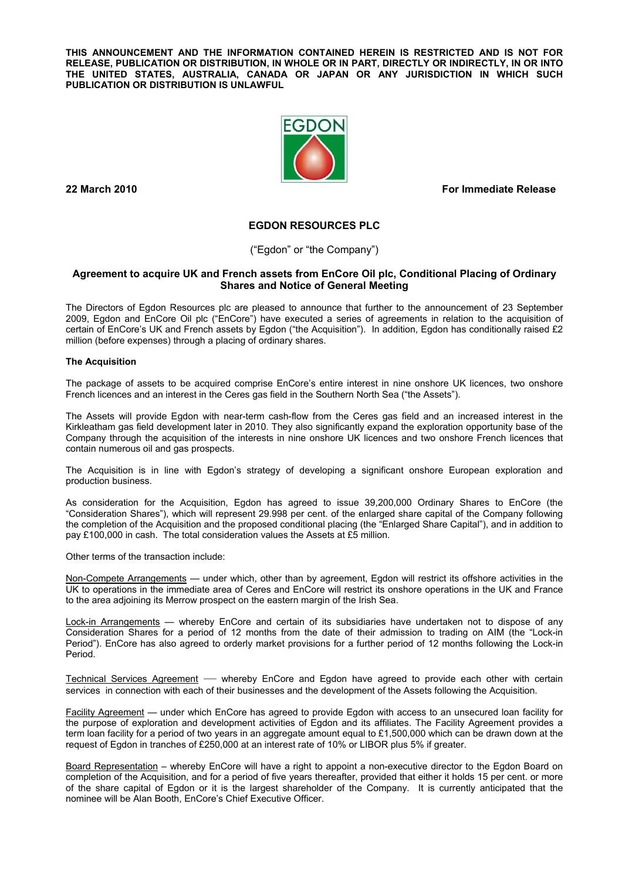**THIS ANNOUNCEMENT AND THE INFORMATION CONTAINED HEREIN IS RESTRICTED AND IS NOT FOR RELEASE, PUBLICATION OR DISTRIBUTION, IN WHOLE OR IN PART, DIRECTLY OR INDIRECTLY, IN OR INTO THE UNITED STATES, AUSTRALIA, CANADA OR JAPAN OR ANY JURISDICTION IN WHICH SUCH PUBLICATION OR DISTRIBUTION IS UNLAWFUL**

**22 March 2010** **For Immediate Release**

# EGDON RESOURCES PLC

("Egdon" or "the Company")

## Agreement to acquire UK and French assets from EnCore Oil plc, Conditional Placing of Ordinary Shares and Notice of General Meeting

The Directors of Egdon Resources plc are pleased to announce that further to the announcement of 23 September 2009, Egdon and EnCore Oil plc ("EnCore") have executed a series of agreements in relation to the acquisition of certain of EnCore's UK and French assets by Egdon ("the Acquisition"). In addition, Egdon has conditionally raised £2 million (before expenses) through a placing of ordinary shares.

### The Acquisition

The package of assets to be acquired comprise EnCore's entire interest in nine onshore UK licences, two onshore French licences and an interest in the Ceres gas field in the Southern North Sea ("the Assets").

The Assets will provide Egdon with near-term cash-flow from the Ceres gas field and an increased interest in the Kirkleatham gas field development later in 2010. They also significantly expand the exploration opportunity base of the Company through the acquisition of the interests in nine onshore UK licences and two onshore French licences that contain numerous oil and gas prospects.

The Acquisition is in line with Egdon's strategy of developing a significant onshore European exploration and production business.

As consideration for the Acquisition, Egdon has agreed to issue 39,200,000 Ordinary Shares to EnCore (the "Consideration Shares"), which will represent 29.998 per cent. of the enlarged share capital of the Company following the completion of the Acquisition and the proposed conditional placing (the "Enlarged Share Capital"), and in addition to pay £100,000 in cash. The total consideration values the Assets at £5 million.

Other terms of the transaction include:

Non-Compete Arrangements — under which, other than by agreement, Egdon will restrict its offshore activities in the UK to operations in the immediate area of Ceres and EnCore will restrict its onshore operations in the UK and France to the area adjoining its Merrow prospect on the eastern margin of the Irish Sea.

Lock-in Arrangements — whereby EnCore and certain of its subsidiaries have undertaken not to dispose of any Consideration Shares for a period of 12 months from the date of their admission to trading on AIM (the "Lock-in Period"). EnCore has also agreed to orderly market provisions for a further period of 12 months following the Lock-in Period.

Technical Services Agreement — whereby EnCore and Egdon have agreed to provide each other with certain services in connection with each of their businesses and the development of the Assets following the Acquisition.

Facility Agreement — under which EnCore has agreed to provide Egdon with access to an unsecured loan facility for the purpose of exploration and development activities of Egdon and its affiliates. The Facility Agreement provides a term loan facility for a period of two years in an aggregate amount equal to £1,500,000 which can be drawn down at the request of Egdon in tranches of £250,000 at an interest rate of 10% or LIBOR plus 5% if greater.

Board Representation – whereby EnCore will have a right to appoint a non-executive director to the Egdon Board on completion of the Acquisition, and for a period of five years thereafter, provided that either it holds 15 per cent. or more of the share capital of Egdon or it is the largest shareholder of the Company. It is currently anticipated that the nominee will be Alan Booth, EnCore's Chief Executive Officer.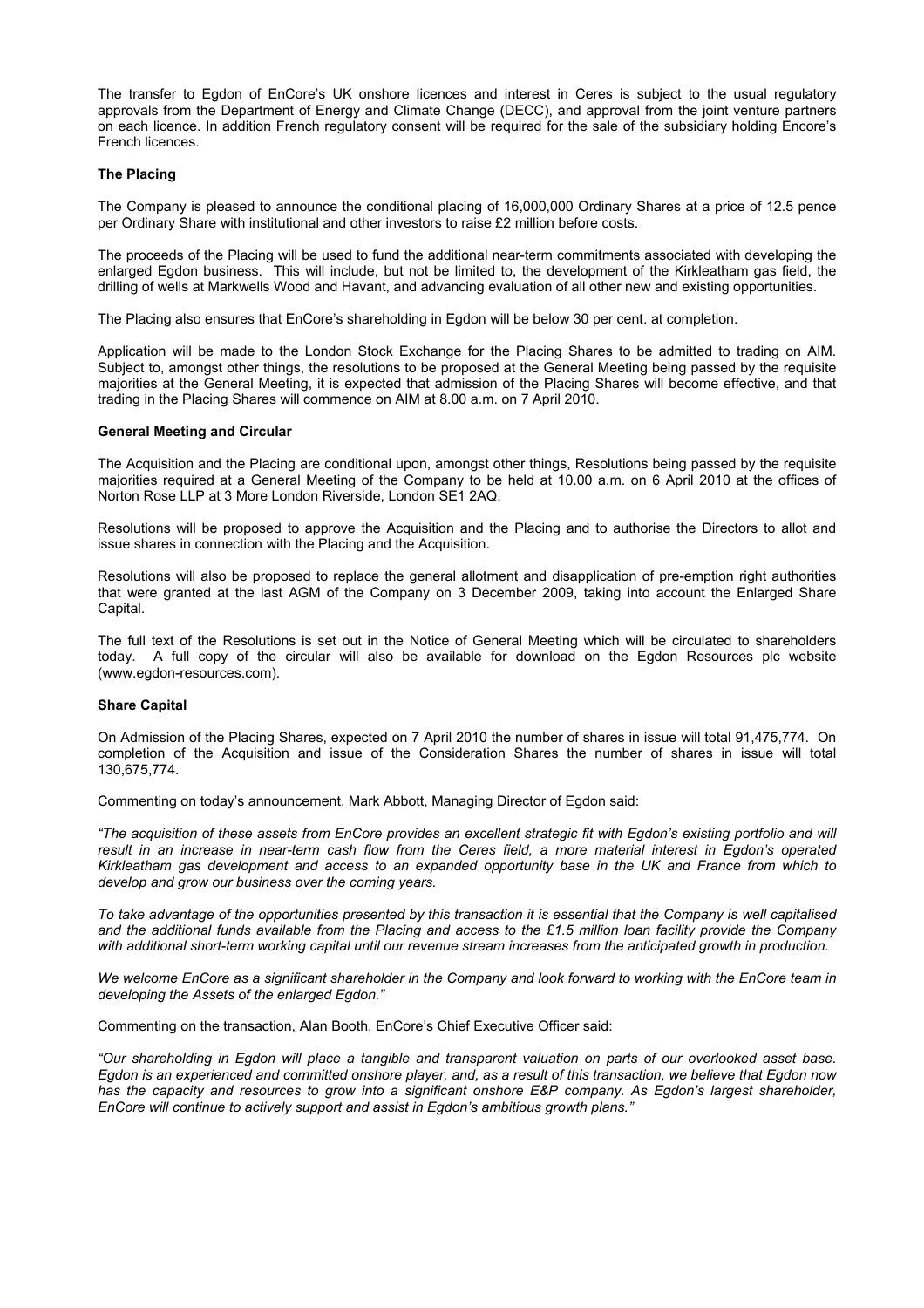The transfer to Egdon of EnCore's UK onshore licences and interest in Ceres is subject to the usual regulatory approvals from the Department of Energy and Climate Change (DECC), and approval from the joint venture partners on each licence. In addition French regulatory consent will be required for the sale of the subsidiary holding Encore's French licences.

**The Placing**

The Company is pleased to announce the conditional placing of 16,000,000 Ordinary Shares at a price of 12.5 pence per Ordinary Share with institutional and other investors to raise £2 million before costs.

The proceeds of the Placing will be used to fund the additional near-term commitments associated with developing the enlarged Egdon business. This will include, but not be limited to, the development of the Kirkleatham gas field, the drilling of wells at Markwells Wood and Havant, and advancing evaluation of all other new and existing opportunities.

The Placing also ensures that EnCore's shareholding in Egdon will be below 30 per cent. at completion.

Application will be made to the London Stock Exchange for the Placing Shares to be admitted to trading on AIM. Subject to, amongst other things, the resolutions to be proposed at the General Meeting being passed by the requisite majorities at the General Meeting, it is expected that admission of the Placing Shares will become effective, and that trading in the Placing Shares will commence on AIM at 8.00 a.m. on 7 April 2010.

**General Meeting and Circular**

The Acquisition and the Placing are conditional upon, amongst other things, Resolutions being passed by the requisite majorities required at a General Meeting of the Company to be held at 10.00 a.m. on 6 April 2010 at the offices of Norton Rose LLP at 3 More London Riverside, London SE1 2AQ.

Resolutions will be proposed to approve the Acquisition and the Placing and to authorise the Directors to allot and issue shares in connection with the Placing and the Acquisition.

Resolutions will also be proposed to replace the general allotment and disapplication of pre-emption right authorities that were granted at the last AGM of the Company on 3 December 2009, taking into account the Enlarged Share Capital.

The full text of the Resolutions is set out in the Notice of General Meeting which will be circulated to shareholders today. A full copy of the circular will also be available for download on the Egdon Resources plc website (www.egdon-resources.com).

**Share Capital**

On Admission of the Placing Shares, expected on 7 April 2010 the number of shares in issue will total 91,475,774. On completion of the Acquisition and issue of the Consideration Shares the number of shares in issue will total 130,675,774.

Commenting on today's announcement, Mark Abbott, Managing Director of Egdon said:

*"The acquisition of these assets from EnCore provides an excellent strategic fit with Egdon's existing portfolio and will result in an increase in near-term cash flow from the Ceres field, a more material interest in Egdon's operated Kirkleatham gas development and access to an expanded opportunity base in the UK and France from which to develop and grow our business over the coming years.*

*To take advantage of the opportunities presented by this transaction it is essential that the Company is well capitalised and the additional funds available from the Placing and access to the £1.5 million loan facility provide the Company with additional short-term working capital until our revenue stream increases from the anticipated growth in production.*

*We welcome EnCore as a significant shareholder in the Company and look forward to working with the EnCore team in developing the Assets of the enlarged Egdon."*

Commenting on the transaction, Alan Booth, EnCore's Chief Executive Officer said:

*"Our shareholding in Egdon will place a tangible and transparent valuation on parts of our overlooked asset base. Egdon is an experienced and committed onshore player, and, as a result of this transaction, we believe that Egdon now has the capacity and resources to grow into a significant onshore E&P company. As Egdon's largest shareholder, EnCore will continue to actively support and assist in Egdon's ambitious growth plans."*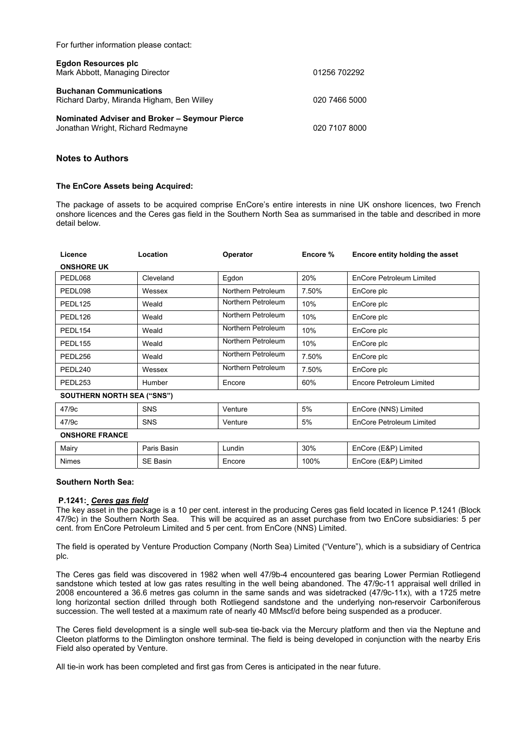For further information please contact:

| | |
|---|---|
| **Egdon Resources plc**<br>Mark Abbott, Managing Director | 01256 702292 |
| **Buchanan Communications**<br>Richard Darby, Miranda Higham, Ben Willey | 020 7466 5000 |
| **Nominated Adviser and Broker – Seymour Pierce**<br>Jonathan Wright, Richard Redmayne | 020 7107 8000 |

## Notes to Authors

**The EnCore Assets being Acquired:**

The package of assets to be acquired comprise EnCore's entire interests in nine UK onshore licences, two French onshore licences and the Ceres gas field in the Southern North Sea as summarised in the table and described in more detail below.

| Licence | Location | Operator | Encore % | Encore entity holding the asset |
|---|---|---|---|---|
| **ONSHORE UK** | | | | |
| PEDL068 | Cleveland | Egdon | 20% | EnCore Petroleum Limited |
| PEDL098 | Wessex | Northern Petroleum | 7.50% | EnCore plc |
| PEDL125 | Weald | Northern Petroleum | 10% | EnCore plc |
| PEDL126 | Weald | Northern Petroleum | 10% | EnCore plc |
| PEDL154 | Weald | Northern Petroleum | 10% | EnCore plc |
| PEDL155 | Weald | Northern Petroleum | 10% | EnCore plc |
| PEDL256 | Weald | Northern Petroleum | 7.50% | EnCore plc |
| PEDL240 | Wessex | Northern Petroleum | 7.50% | EnCore plc |
| PEDL253 | Humber | Encore | 60% | Encore Petroleum Limited |
| **SOUTHERN NORTH SEA ("SNS")** | | | | |
| 47/9c | SNS | Venture | 5% | EnCore (NNS) Limited |
| 47/9c | SNS | Venture | 5% | EnCore Petroleum Limited |
| **ONSHORE FRANCE** | | | | |
| Mairy | Paris Basin | Lundin | 30% | EnCore (E&P) Limited |
| Nimes | SE Basin | Encore | 100% | EnCore (E&P) Limited |

**Southern North Sea:**

**P.1241:** ***Ceres gas field***

The key asset in the package is a 10 per cent. interest in the producing Ceres gas field located in licence P.1241 (Block 47/9c) in the Southern North Sea. This will be acquired as an asset purchase from two EnCore subsidiaries: 5 per cent. from EnCore Petroleum Limited and 5 per cent. from EnCore (NNS) Limited.

The field is operated by Venture Production Company (North Sea) Limited ("Venture"), which is a subsidiary of Centrica plc.

The Ceres gas field was discovered in 1982 when well 47/9b-4 encountered gas bearing Lower Permian Rotliegend sandstone which tested at low gas rates resulting in the well being abandoned. The 47/9c-11 appraisal well drilled in 2008 encountered a 36.6 metres gas column in the same sands and was sidetracked (47/9c-11x), with a 1725 metre long horizontal section drilled through both Rotliegend sandstone and the underlying non-reservoir Carboniferous succession. The well tested at a maximum rate of nearly 40 MMscf/d before being suspended as a producer.

The Ceres field development is a single well sub-sea tie-back via the Mercury platform and then via the Neptune and Cleeton platforms to the Dimlington onshore terminal. The field is being developed in conjunction with the nearby Eris Field also operated by Venture.

All tie-in work has been completed and first gas from Ceres is anticipated in the near future.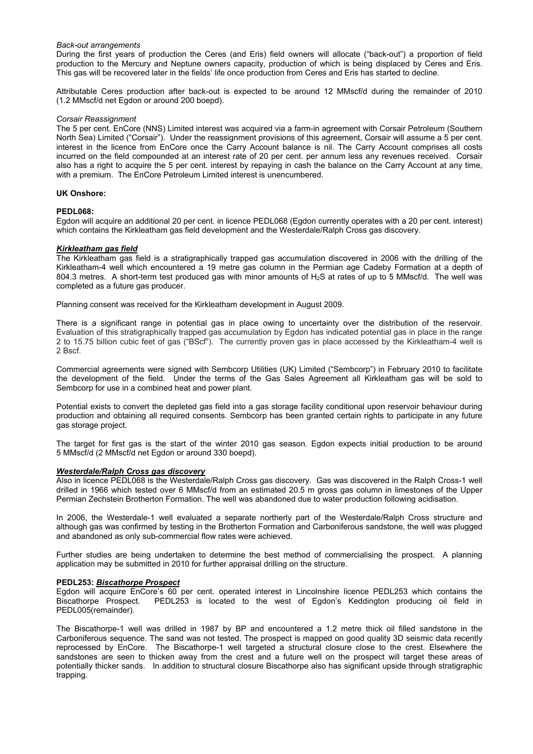*Back-out arrangements*

During the first years of production the Ceres (and Eris) field owners will allocate ("back-out") a proportion of field production to the Mercury and Neptune owners capacity, production of which is being displaced by Ceres and Eris. This gas will be recovered later in the fields' life once production from Ceres and Eris has started to decline.

Attributable Ceres production after back-out is expected to be around 12 MMscf/d during the remainder of 2010 (1.2 MMscf/d net Egdon or around 200 boepd).

*Corsair Reassignment*

The 5 per cent. EnCore (NNS) Limited interest was acquired via a farm-in agreement with Corsair Petroleum (Southern North Sea) Limited ("Corsair"). Under the reassignment provisions of this agreement, Corsair will assume a 5 per cent. interest in the licence from EnCore once the Carry Account balance is nil. The Carry Account comprises all costs incurred on the field compounded at an interest rate of 20 per cent. per annum less any revenues received. Corsair also has a right to acquire the 5 per cent. interest by repaying in cash the balance on the Carry Account at any time, with a premium. The EnCore Petroleum Limited interest is unencumbered.

**UK Onshore:**

**PEDL068:**

Egdon will acquire an additional 20 per cent. in licence PEDL068 (Egdon currently operates with a 20 per cent. interest) which contains the Kirkleatham gas field development and the Westerdale/Ralph Cross gas discovery.

***Kirkleatham gas field***

The Kirkleatham gas field is a stratigraphically trapped gas accumulation discovered in 2006 with the drilling of the Kirkleatham-4 well which encountered a 19 metre gas column in the Permian age Cadeby Formation at a depth of 804.3 metres. A short-term test produced gas with minor amounts of $H_2S$ at rates of up to 5 MMscf/d. The well was completed as a future gas producer.

Planning consent was received for the Kirkleatham development in August 2009.

There is a significant range in potential gas in place owing to uncertainty over the distribution of the reservoir. Evaluation of this stratigraphically trapped gas accumulation by Egdon has indicated potential gas in place in the range 2 to 15.75 billion cubic feet of gas ("BScf"). The currently proven gas in place accessed by the Kirkleatham-4 well is 2 Bscf.

Commercial agreements were signed with Sembcorp Utilities (UK) Limited ("Sembcorp") in February 2010 to facilitate the development of the field. Under the terms of the Gas Sales Agreement all Kirkleatham gas will be sold to Sembcorp for use in a combined heat and power plant.

Potential exists to convert the depleted gas field into a gas storage facility conditional upon reservoir behaviour during production and obtaining all required consents. Sembcorp has been granted certain rights to participate in any future gas storage project.

The target for first gas is the start of the winter 2010 gas season. Egdon expects initial production to be around 5 MMscf/d (2 MMscf/d net Egdon or around 330 boepd).

***Westerdale/Ralph Cross gas discovery***

Also in licence PEDL068 is the Westerdale/Ralph Cross gas discovery. Gas was discovered in the Ralph Cross-1 well drilled in 1966 which tested over 6 MMscf/d from an estimated 20.5 m gross gas column in limestones of the Upper Permian Zechstein Brotherton Formation. The well was abandoned due to water production following acidisation.

In 2006, the Westerdale-1 well evaluated a separate northerly part of the Westerdale/Ralph Cross structure and although gas was confirmed by testing in the Brotherton Formation and Carboniferous sandstone, the well was plugged and abandoned as only sub-commercial flow rates were achieved.

Further studies are being undertaken to determine the best method of commercialising the prospect. A planning application may be submitted in 2010 for further appraisal drilling on the structure.

**PEDL253: *Biscathorpe Prospect***

Egdon will acquire EnCore's 60 per cent. operated interest in Lincolnshire licence PEDL253 which contains the Biscathorpe Prospect. PEDL253 is located to the west of Egdon's Keddington producing oil field in PEDL005(remainder).

The Biscathorpe-1 well was drilled in 1987 by BP and encountered a 1.2 metre thick oil filled sandstone in the Carboniferous sequence. The sand was not tested. The prospect is mapped on good quality 3D seismic data recently reprocessed by EnCore. The Biscathorpe-1 well targeted a structural closure close to the crest. Elsewhere the sandstones are seen to thicken away from the crest and a future well on the prospect will target these areas of potentially thicker sands. In addition to structural closure Biscathorpe also has significant upside through stratigraphic trapping.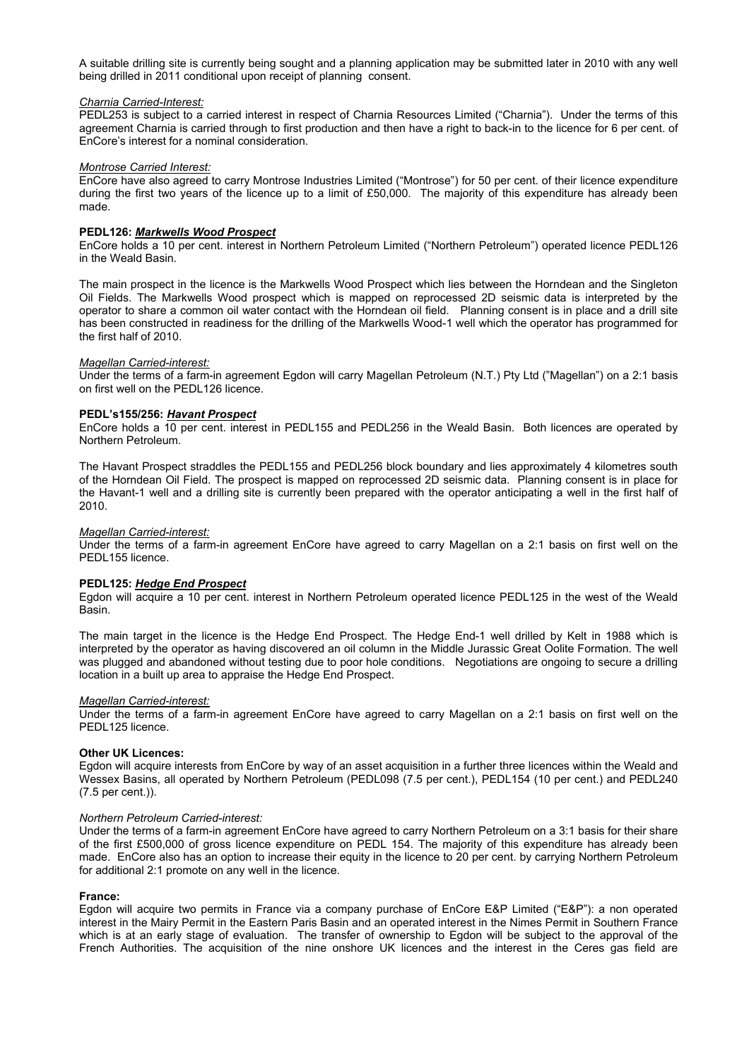A suitable drilling site is currently being sought and a planning application may be submitted later in 2010 with any well being drilled in 2011 conditional upon receipt of planning consent.

*Charnia Carried-Interest:*

PEDL253 is subject to a carried interest in respect of Charnia Resources Limited ("Charnia"). Under the terms of this agreement Charnia is carried through to first production and then have a right to back-in to the licence for 6 per cent. of EnCore's interest for a nominal consideration.

*Montrose Carried Interest:*

EnCore have also agreed to carry Montrose Industries Limited ("Montrose") for 50 per cent. of their licence expenditure during the first two years of the licence up to a limit of £50,000. The majority of this expenditure has already been made.

**PEDL126: *Markwells Wood Prospect***

EnCore holds a 10 per cent. interest in Northern Petroleum Limited ("Northern Petroleum") operated licence PEDL126 in the Weald Basin.

The main prospect in the licence is the Markwells Wood Prospect which lies between the Horndean and the Singleton Oil Fields. The Markwells Wood prospect which is mapped on reprocessed 2D seismic data is interpreted by the operator to share a common oil water contact with the Horndean oil field. Planning consent is in place and a drill site has been constructed in readiness for the drilling of the Markwells Wood-1 well which the operator has programmed for the first half of 2010.

*Magellan Carried-interest:*

Under the terms of a farm-in agreement Egdon will carry Magellan Petroleum (N.T.) Pty Ltd ("Magellan") on a 2:1 basis on first well on the PEDL126 licence.

**PEDL's155/256: *Havant Prospect***

EnCore holds a 10 per cent. interest in PEDL155 and PEDL256 in the Weald Basin. Both licences are operated by Northern Petroleum.

The Havant Prospect straddles the PEDL155 and PEDL256 block boundary and lies approximately 4 kilometres south of the Horndean Oil Field. The prospect is mapped on reprocessed 2D seismic data. Planning consent is in place for the Havant-1 well and a drilling site is currently been prepared with the operator anticipating a well in the first half of 2010.

*Magellan Carried-interest:*

Under the terms of a farm-in agreement EnCore have agreed to carry Magellan on a 2:1 basis on first well on the PEDL155 licence.

**PEDL125: *Hedge End Prospect***

Egdon will acquire a 10 per cent. interest in Northern Petroleum operated licence PEDL125 in the west of the Weald Basin.

The main target in the licence is the Hedge End Prospect. The Hedge End-1 well drilled by Kelt in 1988 which is interpreted by the operator as having discovered an oil column in the Middle Jurassic Great Oolite Formation. The well was plugged and abandoned without testing due to poor hole conditions. Negotiations are ongoing to secure a drilling location in a built up area to appraise the Hedge End Prospect.

*Magellan Carried-interest:*

Under the terms of a farm-in agreement EnCore have agreed to carry Magellan on a 2:1 basis on first well on the PEDL125 licence.

**Other UK Licences:**

Egdon will acquire interests from EnCore by way of an asset acquisition in a further three licences within the Weald and Wessex Basins, all operated by Northern Petroleum (PEDL098 (7.5 per cent.), PEDL154 (10 per cent.) and PEDL240 (7.5 per cent.)).

*Northern Petroleum Carried-interest:*

Under the terms of a farm-in agreement EnCore have agreed to carry Northern Petroleum on a 3:1 basis for their share of the first £500,000 of gross licence expenditure on PEDL 154. The majority of this expenditure has already been made. EnCore also has an option to increase their equity in the licence to 20 per cent. by carrying Northern Petroleum for additional 2:1 promote on any well in the licence.

**France:**

Egdon will acquire two permits in France via a company purchase of EnCore E&P Limited ("E&P"): a non operated interest in the Mairy Permit in the Eastern Paris Basin and an operated interest in the Nimes Permit in Southern France which is at an early stage of evaluation. The transfer of ownership to Egdon will be subject to the approval of the French Authorities. The acquisition of the nine onshore UK licences and the interest in the Ceres gas field are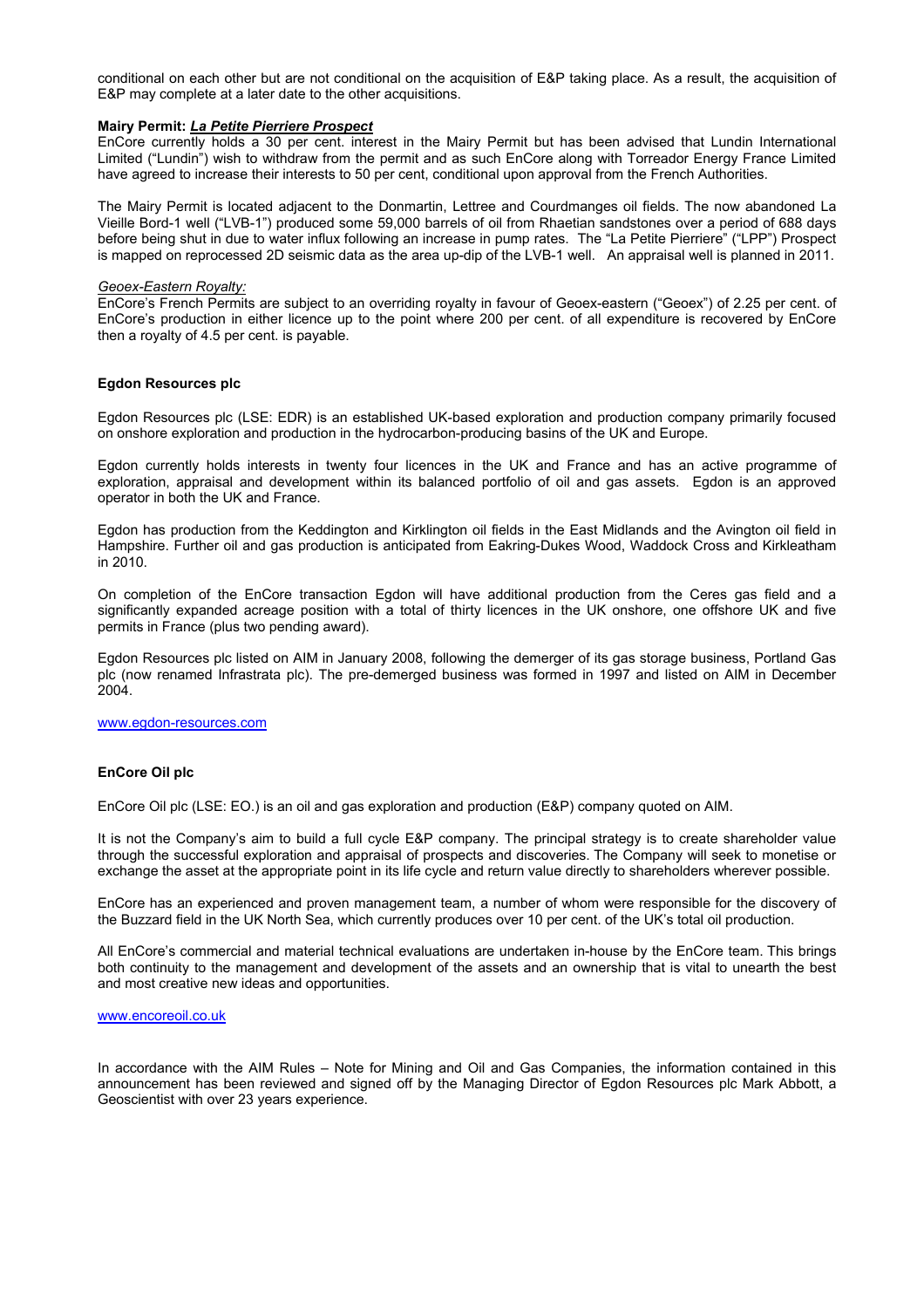conditional on each other but are not conditional on the acquisition of E&P taking place. As a result, the acquisition of E&P may complete at a later date to the other acquisitions.

**Mairy Permit: *La Petite Pierriere Prospect***

EnCore currently holds a 30 per cent. interest in the Mairy Permit but has been advised that Lundin International Limited ("Lundin") wish to withdraw from the permit and as such EnCore along with Torreador Energy France Limited have agreed to increase their interests to 50 per cent, conditional upon approval from the French Authorities.

The Mairy Permit is located adjacent to the Donmartin, Lettree and Courdmanges oil fields. The now abandoned La Vieille Bord-1 well ("LVB-1") produced some 59,000 barrels of oil from Rhaetian sandstones over a period of 688 days before being shut in due to water influx following an increase in pump rates. The "La Petite Pierriere" ("LPP") Prospect is mapped on reprocessed 2D seismic data as the area up-dip of the LVB-1 well. An appraisal well is planned in 2011.

*Geoex-Eastern Royalty:*

EnCore's French Permits are subject to an overriding royalty in favour of Geoex-eastern ("Geoex") of 2.25 per cent. of EnCore's production in either licence up to the point where 200 per cent. of all expenditure is recovered by EnCore then a royalty of 4.5 per cent. is payable.

**Egdon Resources plc**

Egdon Resources plc (LSE: EDR) is an established UK-based exploration and production company primarily focused on onshore exploration and production in the hydrocarbon-producing basins of the UK and Europe.

Egdon currently holds interests in twenty four licences in the UK and France and has an active programme of exploration, appraisal and development within its balanced portfolio of oil and gas assets. Egdon is an approved operator in both the UK and France.

Egdon has production from the Keddington and Kirklington oil fields in the East Midlands and the Avington oil field in Hampshire. Further oil and gas production is anticipated from Eakring-Dukes Wood, Waddock Cross and Kirkleatham in 2010.

On completion of the EnCore transaction Egdon will have additional production from the Ceres gas field and a significantly expanded acreage position with a total of thirty licences in the UK onshore, one offshore UK and five permits in France (plus two pending award).

Egdon Resources plc listed on AIM in January 2008, following the demerger of its gas storage business, Portland Gas plc (now renamed Infrastrata plc). The pre-demerged business was formed in 1997 and listed on AIM in December 2004.

www.egdon-resources.com

**EnCore Oil plc**

EnCore Oil plc (LSE: EO.) is an oil and gas exploration and production (E&P) company quoted on AIM.

It is not the Company's aim to build a full cycle E&P company. The principal strategy is to create shareholder value through the successful exploration and appraisal of prospects and discoveries. The Company will seek to monetise or exchange the asset at the appropriate point in its life cycle and return value directly to shareholders wherever possible.

EnCore has an experienced and proven management team, a number of whom were responsible for the discovery of the Buzzard field in the UK North Sea, which currently produces over 10 per cent. of the UK's total oil production.

All EnCore's commercial and material technical evaluations are undertaken in-house by the EnCore team. This brings both continuity to the management and development of the assets and an ownership that is vital to unearth the best and most creative new ideas and opportunities.

www.encoreoil.co.uk

In accordance with the AIM Rules – Note for Mining and Oil and Gas Companies, the information contained in this announcement has been reviewed and signed off by the Managing Director of Egdon Resources plc Mark Abbott, a Geoscientist with over 23 years experience.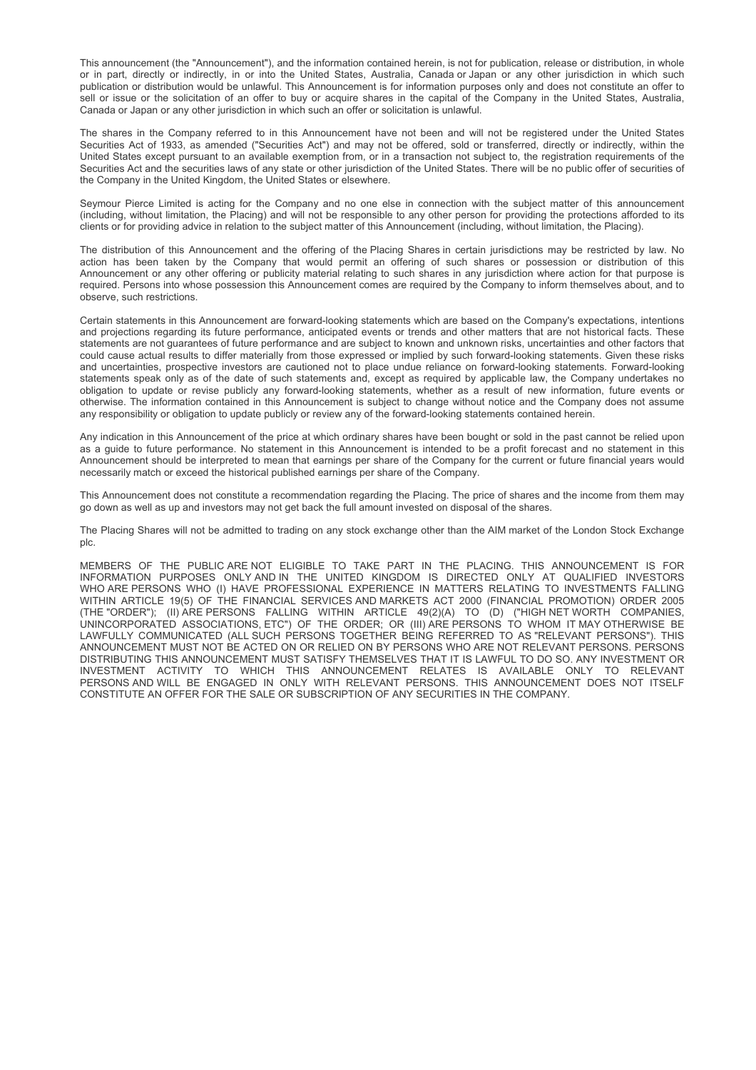This announcement (the "Announcement"), and the information contained herein, is not for publication, release or distribution, in whole or in part, directly or indirectly, in or into the United States, Australia, Canada or Japan or any other jurisdiction in which such publication or distribution would be unlawful. This Announcement is for information purposes only and does not constitute an offer to sell or issue or the solicitation of an offer to buy or acquire shares in the capital of the Company in the United States, Australia, Canada or Japan or any other jurisdiction in which such an offer or solicitation is unlawful.

The shares in the Company referred to in this Announcement have not been and will not be registered under the United States Securities Act of 1933, as amended ("Securities Act") and may not be offered, sold or transferred, directly or indirectly, within the United States except pursuant to an available exemption from, or in a transaction not subject to, the registration requirements of the Securities Act and the securities laws of any state or other jurisdiction of the United States. There will be no public offer of securities of the Company in the United Kingdom, the United States or elsewhere.

Seymour Pierce Limited is acting for the Company and no one else in connection with the subject matter of this announcement (including, without limitation, the Placing) and will not be responsible to any other person for providing the protections afforded to its clients or for providing advice in relation to the subject matter of this Announcement (including, without limitation, the Placing).

The distribution of this Announcement and the offering of the Placing Shares in certain jurisdictions may be restricted by law. No action has been taken by the Company that would permit an offering of such shares or possession or distribution of this Announcement or any other offering or publicity material relating to such shares in any jurisdiction where action for that purpose is required. Persons into whose possession this Announcement comes are required by the Company to inform themselves about, and to observe, such restrictions.

Certain statements in this Announcement are forward-looking statements which are based on the Company's expectations, intentions and projections regarding its future performance, anticipated events or trends and other matters that are not historical facts. These statements are not guarantees of future performance and are subject to known and unknown risks, uncertainties and other factors that could cause actual results to differ materially from those expressed or implied by such forward-looking statements. Given these risks and uncertainties, prospective investors are cautioned not to place undue reliance on forward-looking statements. Forward-looking statements speak only as of the date of such statements and, except as required by applicable law, the Company undertakes no obligation to update or revise publicly any forward-looking statements, whether as a result of new information, future events or otherwise. The information contained in this Announcement is subject to change without notice and the Company does not assume any responsibility or obligation to update publicly or review any of the forward-looking statements contained herein.

Any indication in this Announcement of the price at which ordinary shares have been bought or sold in the past cannot be relied upon as a guide to future performance. No statement in this Announcement is intended to be a profit forecast and no statement in this Announcement should be interpreted to mean that earnings per share of the Company for the current or future financial years would necessarily match or exceed the historical published earnings per share of the Company.

This Announcement does not constitute a recommendation regarding the Placing. The price of shares and the income from them may go down as well as up and investors may not get back the full amount invested on disposal of the shares.

The Placing Shares will not be admitted to trading on any stock exchange other than the AIM market of the London Stock Exchange plc.

MEMBERS OF THE PUBLIC ARE NOT ELIGIBLE TO TAKE PART IN THE PLACING. THIS ANNOUNCEMENT IS FOR INFORMATION PURPOSES ONLY AND IN THE UNITED KINGDOM IS DIRECTED ONLY AT QUALIFIED INVESTORS WHO ARE PERSONS WHO (I) HAVE PROFESSIONAL EXPERIENCE IN MATTERS RELATING TO INVESTMENTS FALLING WITHIN ARTICLE 19(5) OF THE FINANCIAL SERVICES AND MARKETS ACT 2000 (FINANCIAL PROMOTION) ORDER 2005 (THE "ORDER"); (II) ARE PERSONS FALLING WITHIN ARTICLE 49(2)(A) TO (D) ("HIGH NET WORTH COMPANIES, UNINCORPORATED ASSOCIATIONS, ETC") OF THE ORDER; OR (III) ARE PERSONS TO WHOM IT MAY OTHERWISE BE LAWFULLY COMMUNICATED (ALL SUCH PERSONS TOGETHER BEING REFERRED TO AS "RELEVANT PERSONS"). THIS ANNOUNCEMENT MUST NOT BE ACTED ON OR RELIED ON BY PERSONS WHO ARE NOT RELEVANT PERSONS. PERSONS DISTRIBUTING THIS ANNOUNCEMENT MUST SATISFY THEMSELVES THAT IT IS LAWFUL TO DO SO. ANY INVESTMENT OR INVESTMENT ACTIVITY TO WHICH THIS ANNOUNCEMENT RELATES IS AVAILABLE ONLY TO RELEVANT PERSONS AND WILL BE ENGAGED IN ONLY WITH RELEVANT PERSONS. THIS ANNOUNCEMENT DOES NOT ITSELF CONSTITUTE AN OFFER FOR THE SALE OR SUBSCRIPTION OF ANY SECURITIES IN THE COMPANY.